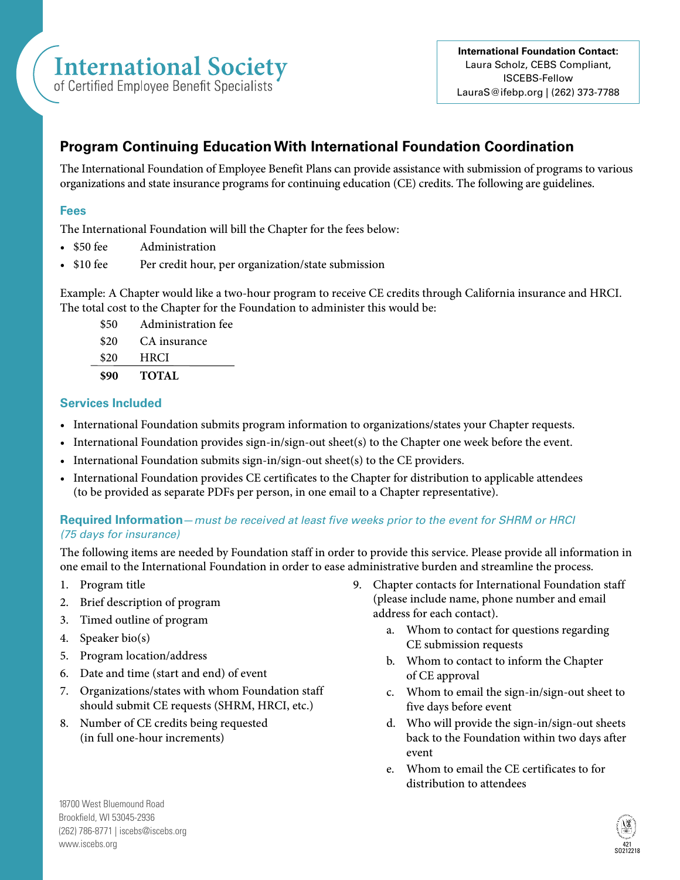International Society
of Certified Employee Benefit Specialists

**International Foundation Contact:**
Laura Scholz, CEBS Compliant, ISCEBS-Fellow
LauraS@ifebp.org | (262) 373-7788

# Program Continuing Education With International Foundation Coordination

The International Foundation of Employee Benefit Plans can provide assistance with submission of programs to various organizations and state insurance programs for continuing education (CE) credits. The following are guidelines.

## Fees

The International Foundation will bill the Chapter for the fees below:

- $50 fee — Administration
- $10 fee — Per credit hour, per organization/state submission

Example: A Chapter would like a two-hour program to receive CE credits through California insurance and HRCI. The total cost to the Chapter for the Foundation to administer this would be:

| | |
|---|---|
| $50 | Administration fee |
| $20 | CA insurance |
| $20 | HRCI |
| **$90** | **TOTAL** |

## Services Included

- International Foundation submits program information to organizations/states your Chapter requests.
- International Foundation provides sign-in/sign-out sheet(s) to the Chapter one week before the event.
- International Foundation submits sign-in/sign-out sheet(s) to the CE providers.
- International Foundation provides CE certificates to the Chapter for distribution to applicable attendees (to be provided as separate PDFs per person, in one email to a Chapter representative).

## Required Information—*must be received at least five weeks prior to the event for SHRM or HRCI (75 days for insurance)*

The following items are needed by Foundation staff in order to provide this service. Please provide all information in one email to the International Foundation in order to ease administrative burden and streamline the process.

1. Program title
2. Brief description of program
3. Timed outline of program
4. Speaker bio(s)
5. Program location/address
6. Date and time (start and end) of event
7. Organizations/states with whom Foundation staff should submit CE requests (SHRM, HRCI, etc.)
8. Number of CE credits being requested (in full one-hour increments)
9. Chapter contacts for International Foundation staff (please include name, phone number and email address for each contact).
   a. Whom to contact for questions regarding CE submission requests
   b. Whom to contact to inform the Chapter of CE approval
   c. Whom to email the sign-in/sign-out sheet to five days before event
   d. Who will provide the sign-in/sign-out sheets back to the Foundation within two days after event
   e. Whom to email the CE certificates to for distribution to attendees

18700 West Bluemound Road
Brookfield, WI 53045-2936
(262) 786-8771 | iscebs@iscebs.org
www.iscebs.org

421
S0212218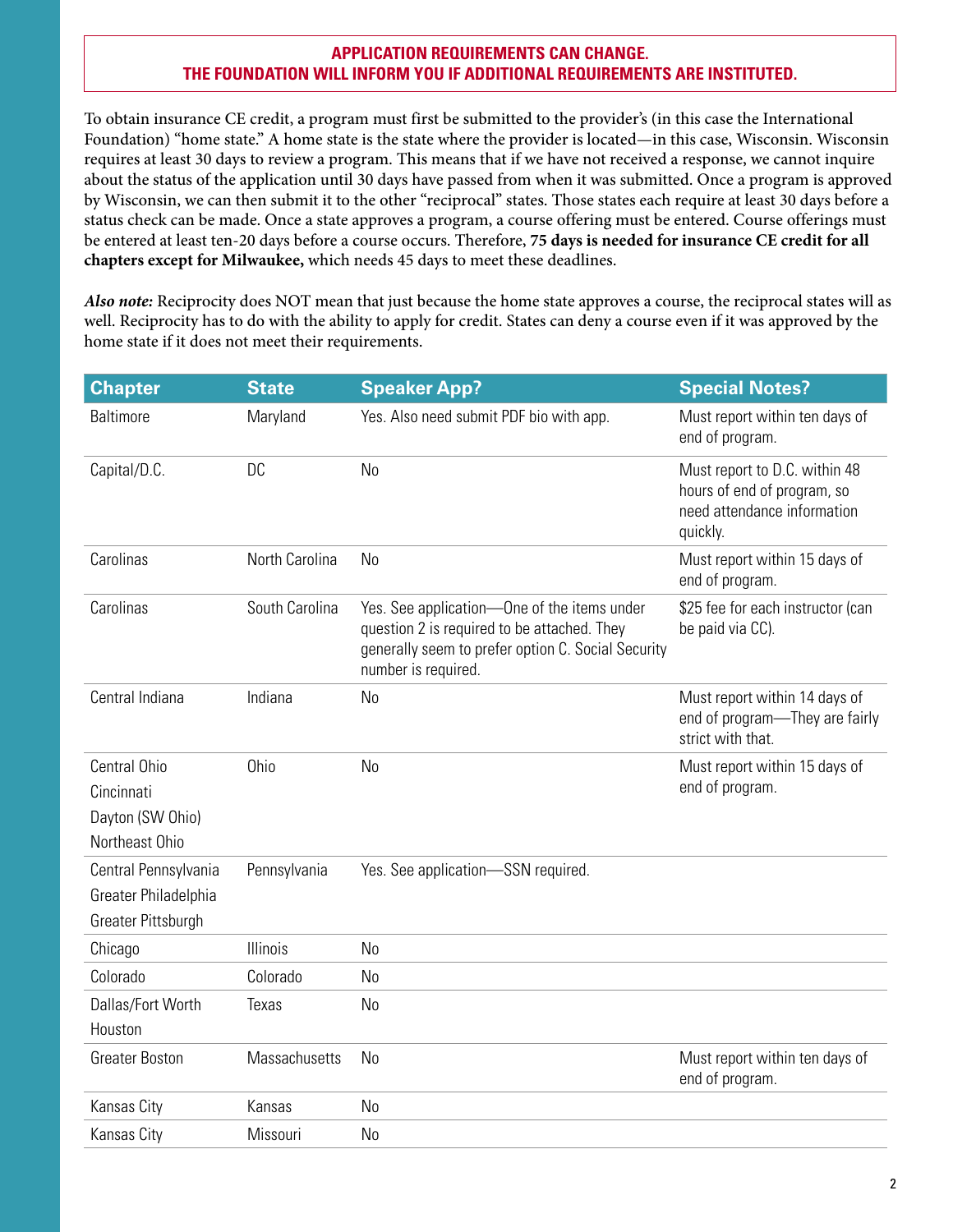**APPLICATION REQUIREMENTS CAN CHANGE.**
**THE FOUNDATION WILL INFORM YOU IF ADDITIONAL REQUIREMENTS ARE INSTITUTED.**

To obtain insurance CE credit, a program must first be submitted to the provider's (in this case the International Foundation) "home state." A home state is the state where the provider is located—in this case, Wisconsin. Wisconsin requires at least 30 days to review a program. This means that if we have not received a response, we cannot inquire about the status of the application until 30 days have passed from when it was submitted. Once a program is approved by Wisconsin, we can then submit it to the other "reciprocal" states. Those states each require at least 30 days before a status check can be made. Once a state approves a program, a course offering must be entered. Course offerings must be entered at least ten-20 days before a course occurs. Therefore, **75 days is needed for insurance CE credit for all chapters except for Milwaukee,** which needs 45 days to meet these deadlines.

***Also note:*** Reciprocity does NOT mean that just because the home state approves a course, the reciprocal states will as well. Reciprocity has to do with the ability to apply for credit. States can deny a course even if it was approved by the home state if it does not meet their requirements.

| Chapter | State | Speaker App? | Special Notes? |
|---|---|---|---|
| Baltimore | Maryland | Yes. Also need submit PDF bio with app. | Must report within ten days of end of program. |
| Capital/D.C. | DC | No | Must report to D.C. within 48 hours of end of program, so need attendance information quickly. |
| Carolinas | North Carolina | No | Must report within 15 days of end of program. |
| Carolinas | South Carolina | Yes. See application—One of the items under question 2 is required to be attached. They generally seem to prefer option C. Social Security number is required. | $25 fee for each instructor (can be paid via CC). |
| Central Indiana | Indiana | No | Must report within 14 days of end of program—They are fairly strict with that. |
| Central Ohio<br>Cincinnati<br>Dayton (SW Ohio)<br>Northeast Ohio | Ohio | No | Must report within 15 days of end of program. |
| Central Pennsylvania<br>Greater Philadelphia<br>Greater Pittsburgh | Pennsylvania | Yes. See application—SSN required. | |
| Chicago | Illinois | No | |
| Colorado | Colorado | No | |
| Dallas/Fort Worth<br>Houston | Texas | No | |
| Greater Boston | Massachusetts | No | Must report within ten days of end of program. |
| Kansas City | Kansas | No | |
| Kansas City | Missouri | No | |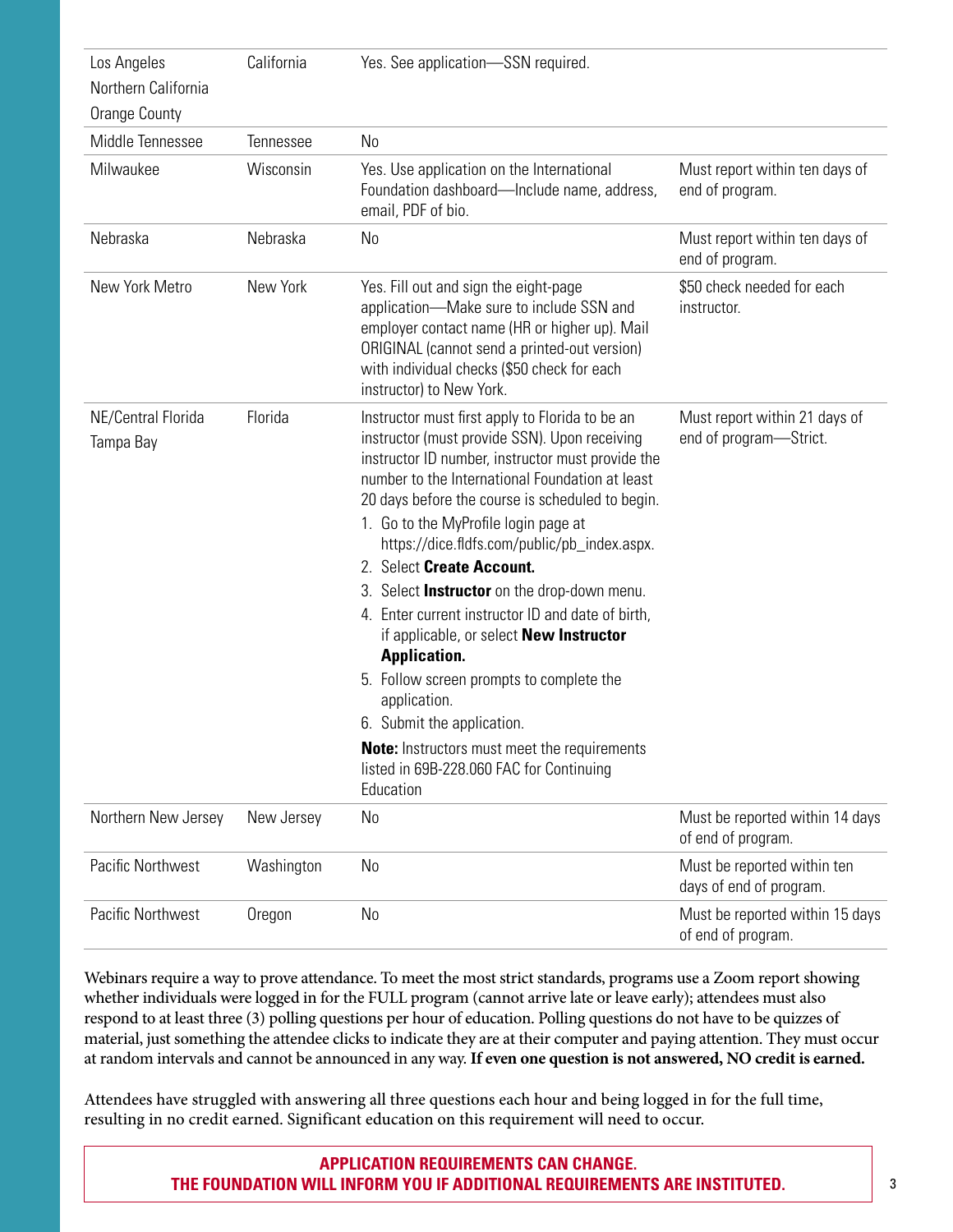| | | | |
|---|---|---|---|
| Los Angeles<br>Northern California<br>Orange County | California | Yes. See application—SSN required. | |
| Middle Tennessee | Tennessee | No | |
| Milwaukee | Wisconsin | Yes. Use application on the International Foundation dashboard—Include name, address, email, PDF of bio. | Must report within ten days of end of program. |
| Nebraska | Nebraska | No | Must report within ten days of end of program. |
| New York Metro | New York | Yes. Fill out and sign the eight-page application—Make sure to include SSN and employer contact name (HR or higher up). Mail ORIGINAL (cannot send a printed-out version) with individual checks ($50 check for each instructor) to New York. | $50 check needed for each instructor. |
| NE/Central Florida<br>Tampa Bay | Florida | Instructor must first apply to Florida to be an instructor (must provide SSN). Upon receiving instructor ID number, instructor must provide the number to the International Foundation at least 20 days before the course is scheduled to begin.<br>1. Go to the MyProfile login page at https://dice.fldfs.com/public/pb_index.aspx.<br>2. Select **Create Account.**<br>3. Select **Instructor** on the drop-down menu.<br>4. Enter current instructor ID and date of birth, if applicable, or select **New Instructor Application.**<br>5. Follow screen prompts to complete the application.<br>6. Submit the application.<br>**Note:** Instructors must meet the requirements listed in 69B-228.060 FAC for Continuing Education | Must report within 21 days of end of program—Strict. |
| Northern New Jersey | New Jersey | No | Must be reported within 14 days of end of program. |
| Pacific Northwest | Washington | No | Must be reported within ten days of end of program. |
| Pacific Northwest | Oregon | No | Must be reported within 15 days of end of program. |

Webinars require a way to prove attendance. To meet the most strict standards, programs use a Zoom report showing whether individuals were logged in for the FULL program (cannot arrive late or leave early); attendees must also respond to at least three (3) polling questions per hour of education. Polling questions do not have to be quizzes of material, just something the attendee clicks to indicate they are at their computer and paying attention. They must occur at random intervals and cannot be announced in any way. **If even one question is not answered, NO credit is earned.**

Attendees have struggled with answering all three questions each hour and being logged in for the full time, resulting in no credit earned. Significant education on this requirement will need to occur.

**APPLICATION REQUIREMENTS CAN CHANGE.**
**THE FOUNDATION WILL INFORM YOU IF ADDITIONAL REQUIREMENTS ARE INSTITUTED.**